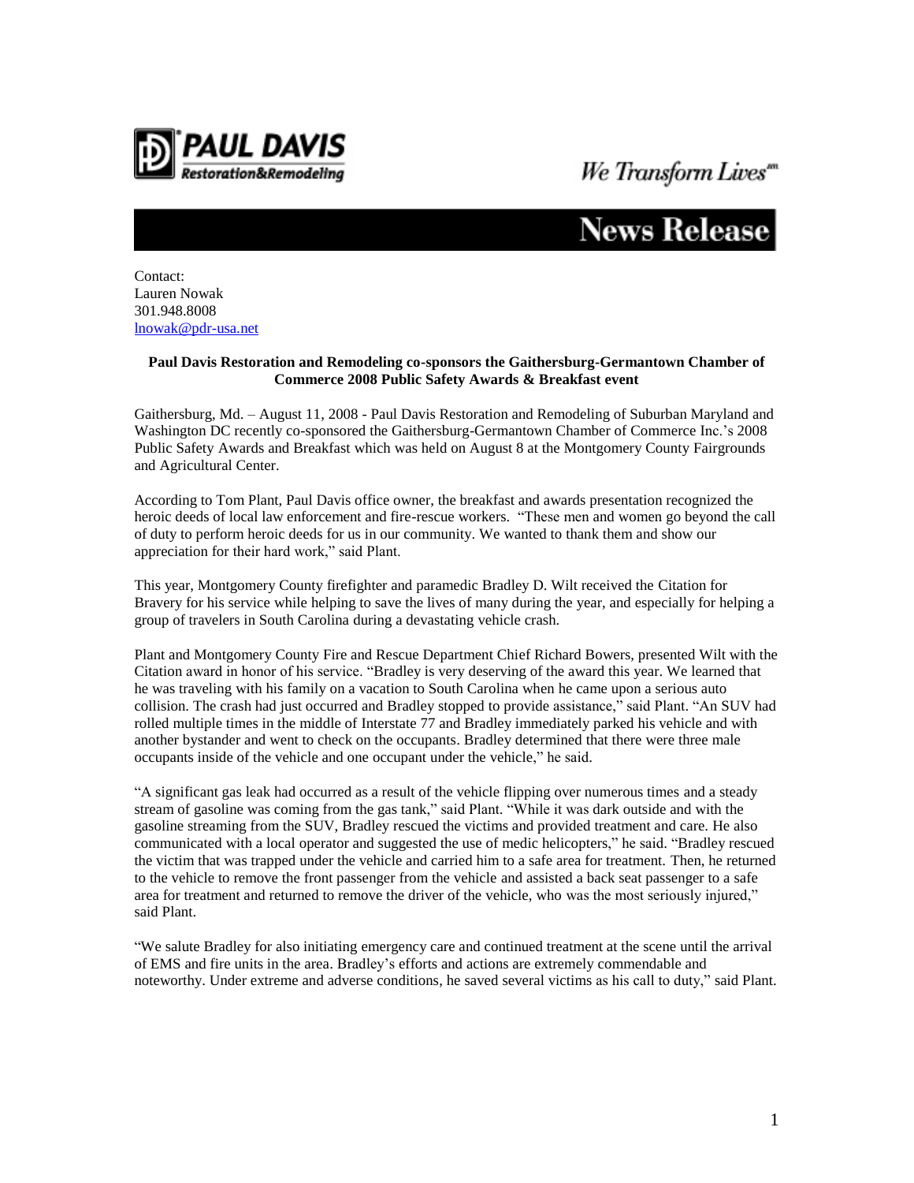**PAUL DAVIS** Restoration&Remodeling

*We Transform Lives*℠

# News Release

Contact:
Lauren Nowak
301.948.8008
lnowak@pdr-usa.net

**Paul Davis Restoration and Remodeling co-sponsors the Gaithersburg-Germantown Chamber of Commerce 2008 Public Safety Awards & Breakfast event**

Gaithersburg, Md. – August 11, 2008 - Paul Davis Restoration and Remodeling of Suburban Maryland and Washington DC recently co-sponsored the Gaithersburg-Germantown Chamber of Commerce Inc.'s 2008 Public Safety Awards and Breakfast which was held on August 8 at the Montgomery County Fairgrounds and Agricultural Center.

According to Tom Plant, Paul Davis office owner, the breakfast and awards presentation recognized the heroic deeds of local law enforcement and fire-rescue workers. "These men and women go beyond the call of duty to perform heroic deeds for us in our community. We wanted to thank them and show our appreciation for their hard work," said Plant.

This year, Montgomery County firefighter and paramedic Bradley D. Wilt received the Citation for Bravery for his service while helping to save the lives of many during the year, and especially for helping a group of travelers in South Carolina during a devastating vehicle crash.

Plant and Montgomery County Fire and Rescue Department Chief Richard Bowers, presented Wilt with the Citation award in honor of his service. "Bradley is very deserving of the award this year. We learned that he was traveling with his family on a vacation to South Carolina when he came upon a serious auto collision. The crash had just occurred and Bradley stopped to provide assistance," said Plant. "An SUV had rolled multiple times in the middle of Interstate 77 and Bradley immediately parked his vehicle and with another bystander and went to check on the occupants. Bradley determined that there were three male occupants inside of the vehicle and one occupant under the vehicle," he said.

"A significant gas leak had occurred as a result of the vehicle flipping over numerous times and a steady stream of gasoline was coming from the gas tank," said Plant. "While it was dark outside and with the gasoline streaming from the SUV, Bradley rescued the victims and provided treatment and care. He also communicated with a local operator and suggested the use of medic helicopters," he said. "Bradley rescued the victim that was trapped under the vehicle and carried him to a safe area for treatment. Then, he returned to the vehicle to remove the front passenger from the vehicle and assisted a back seat passenger to a safe area for treatment and returned to remove the driver of the vehicle, who was the most seriously injured," said Plant.

"We salute Bradley for also initiating emergency care and continued treatment at the scene until the arrival of EMS and fire units in the area. Bradley's efforts and actions are extremely commendable and noteworthy. Under extreme and adverse conditions, he saved several victims as his call to duty," said Plant.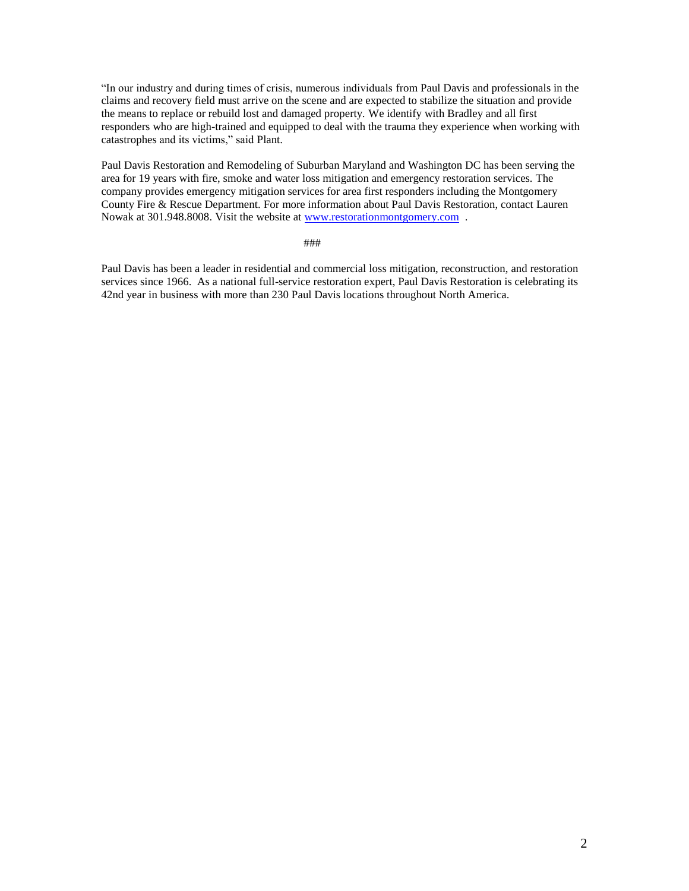"In our industry and during times of crisis, numerous individuals from Paul Davis and professionals in the claims and recovery field must arrive on the scene and are expected to stabilize the situation and provide the means to replace or rebuild lost and damaged property. We identify with Bradley and all first responders who are high-trained and equipped to deal with the trauma they experience when working with catastrophes and its victims," said Plant.

Paul Davis Restoration and Remodeling of Suburban Maryland and Washington DC has been serving the area for 19 years with fire, smoke and water loss mitigation and emergency restoration services. The company provides emergency mitigation services for area first responders including the Montgomery County Fire & Rescue Department. For more information about Paul Davis Restoration, contact Lauren Nowak at 301.948.8008. Visit the website at www.restorationmontgomery.com .

###

Paul Davis has been a leader in residential and commercial loss mitigation, reconstruction, and restoration services since 1966. As a national full-service restoration expert, Paul Davis Restoration is celebrating its 42nd year in business with more than 230 Paul Davis locations throughout North America.